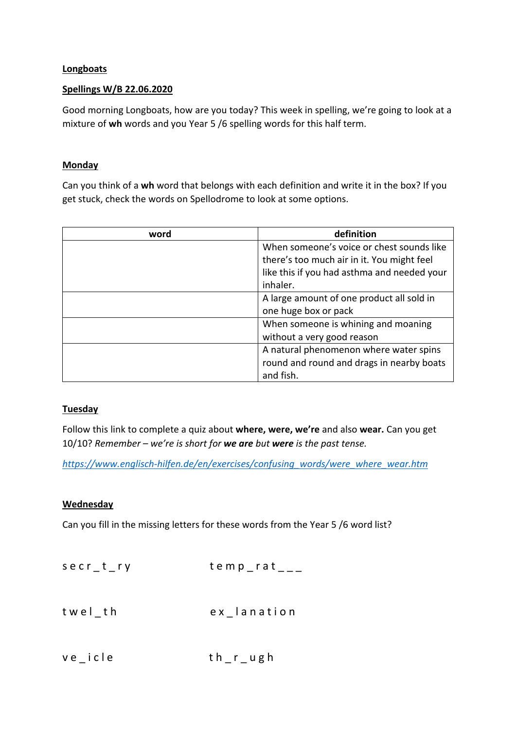**Longboats**

**Spellings W/B 22.06.2020**

Good morning Longboats, how are you today? This week in spelling, we're going to look at a mixture of **wh** words and you Year 5 /6 spelling words for this half term.

**Monday**

Can you think of a **wh** word that belongs with each definition and write it in the box? If you get stuck, check the words on Spellodrome to look at some options.

| word | definition |
|---|---|
| | When someone's voice or chest sounds like there's too much air in it. You might feel like this if you had asthma and needed your inhaler. |
| | A large amount of one product all sold in one huge box or pack |
| | When someone is whining and moaning without a very good reason |
| | A natural phenomenon where water spins round and round and drags in nearby boats and fish. |

**Tuesday**

Follow this link to complete a quiz about **where, were, we're** and also **wear.** Can you get 10/10? *Remember – we're is short for **we are** but **were** is the past tense.*

*https://www.englisch-hilfen.de/en/exercises/confusing_words/were_where_wear.htm*

**Wednesday**

Can you fill in the missing letters for these words from the Year 5 /6 word list?

s e c r _ t _ r y

t e m p _ r a t _ _ _

t w e l _ t h

e x _ l a n a t i o n

v e _ i c l e

t h _ r _ u g h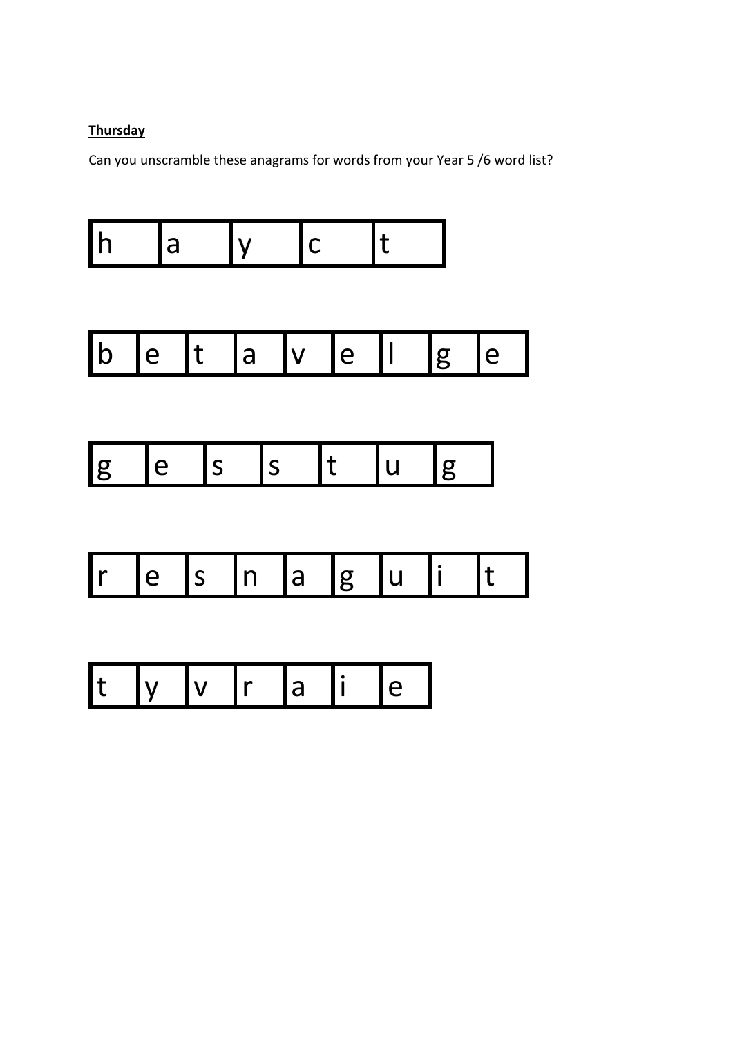**Thursday**

Can you unscramble these anagrams for words from your Year 5 /6 word list?

| h | a | y | c | t |
|---|---|---|---|---|

| b | e | t | a | v | e | l | g | e |
|---|---|---|---|---|---|---|---|---|

| g | e | s | s | t | u | g |
|---|---|---|---|---|---|---|

| r | e | s | n | a | g | u | i | t |
|---|---|---|---|---|---|---|---|---|

| t | y | v | r | a | i | e |
|---|---|---|---|---|---|---|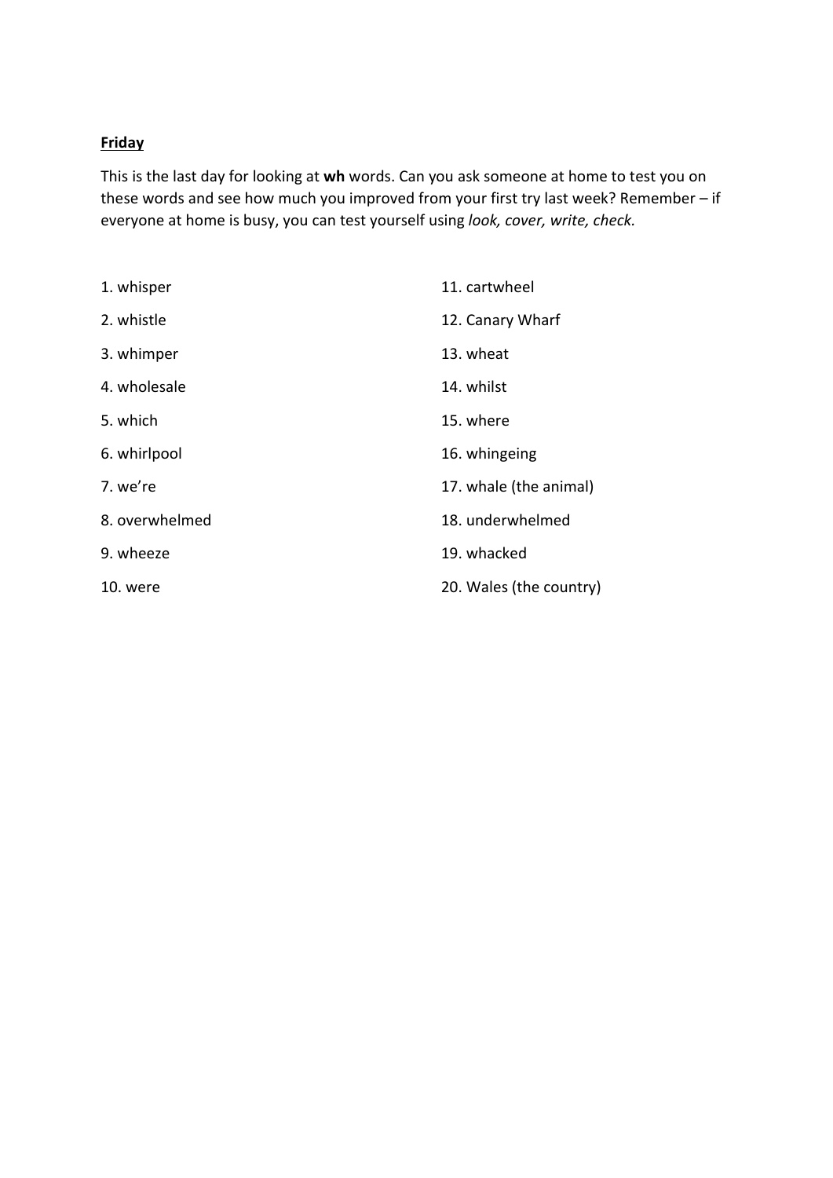**Friday**

This is the last day for looking at **wh** words. Can you ask someone at home to test you on these words and see how much you improved from your first try last week? Remember – if everyone at home is busy, you can test yourself using *look, cover, write, check.*

1. whisper
2. whistle
3. whimper
4. wholesale
5. which
6. whirlpool
7. we're
8. overwhelmed
9. wheeze
10. were
11. cartwheel
12. Canary Wharf
13. wheat
14. whilst
15. where
16. whingeing
17. whale (the animal)
18. underwhelmed
19. whacked
20. Wales (the country)